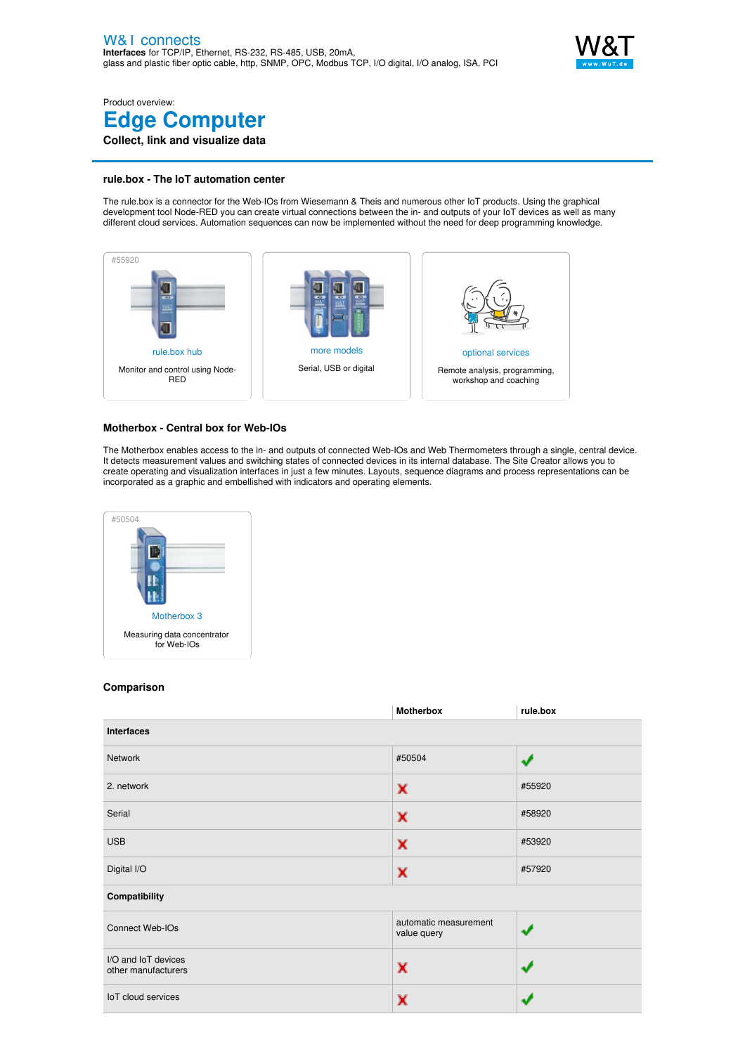W&T connects
**Interfaces** for TCP/IP, Ethernet, RS-232, RS-485, USB, 20mA, glass and plastic fiber optic cable, http, SNMP, OPC, Modbus TCP, I/O digital, I/O analog, ISA, PCI

Product overview:

# Edge Computer

**Collect, link and visualize data**

## rule.box - The IoT automation center

The rule.box is a connector for the Web-IOs from Wiesemann & Theis and numerous other IoT products. Using the graphical development tool Node-RED you can create virtual connections between the in- and outputs of your IoT devices as well as many different cloud services. Automation sequences can now be implemented without the need for deep programming knowledge.

#55920
rule.box hub
Monitor and control using Node-RED

more models
Serial, USB or digital

optional services
Remote analysis, programming, workshop and coaching

## Motherbox - Central box for Web-IOs

The Motherbox enables access to the in- and outputs of connected Web-IOs and Web Thermometers through a single, central device. It detects measurement values and switching states of connected devices in its internal database. The Site Creator allows you to create operating and visualization interfaces in just a few minutes. Layouts, sequence diagrams and process representations can be incorporated as a graphic and embellished with indicators and operating elements.

#50504
Motherbox 3
Measuring data concentrator for Web-IOs

## Comparison

| | Motherbox | rule.box |
|---|---|---|
| **Interfaces** | | |
| Network | #50504 | ✔ |
| 2. network | ✘ | #55920 |
| Serial | ✘ | #58920 |
| USB | ✘ | #53920 |
| Digital I/O | ✘ | #57920 |
| **Compatibility** | | |
| Connect Web-IOs | automatic measurement value query | ✔ |
| I/O and IoT devices other manufacturers | ✘ | ✔ |
| IoT cloud services | ✘ | ✔ |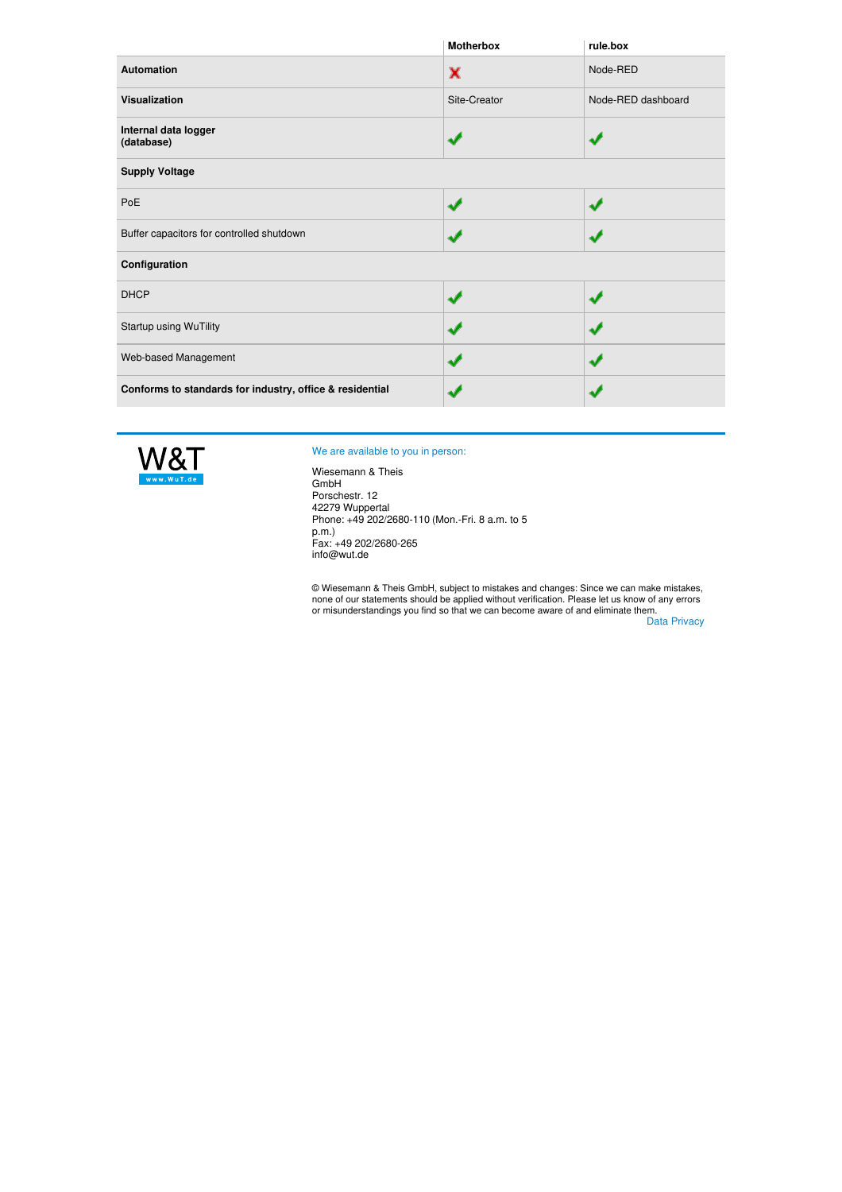| | Motherbox | rule.box |
|---|---|---|
| **Automation** | ✗ | Node-RED |
| **Visualization** | Site-Creator | Node-RED dashboard |
| **Internal data logger (database)** | ✓ | ✓ |
| **Supply Voltage** | | |
| PoE | ✓ | ✓ |
| Buffer capacitors for controlled shutdown | ✓ | ✓ |
| **Configuration** | | |
| DHCP | ✓ | ✓ |
| Startup using WuTility | ✓ | ✓ |
| Web-based Management | ✓ | ✓ |
| **Conforms to standards for industry, office & residential** | ✓ | ✓ |

W&T
www.WuT.de

We are available to you in person:

Wiesemann & Theis GmbH
Porschestr. 12
42279 Wuppertal
Phone: +49 202/2680-110 (Mon.-Fri. 8 a.m. to 5 p.m.)
Fax: +49 202/2680-265
info@wut.de

© Wiesemann & Theis GmbH, subject to mistakes and changes: Since we can make mistakes, none of our statements should be applied without verification. Please let us know of any errors or misunderstandings you find so that we can become aware of and eliminate them.

Data Privacy